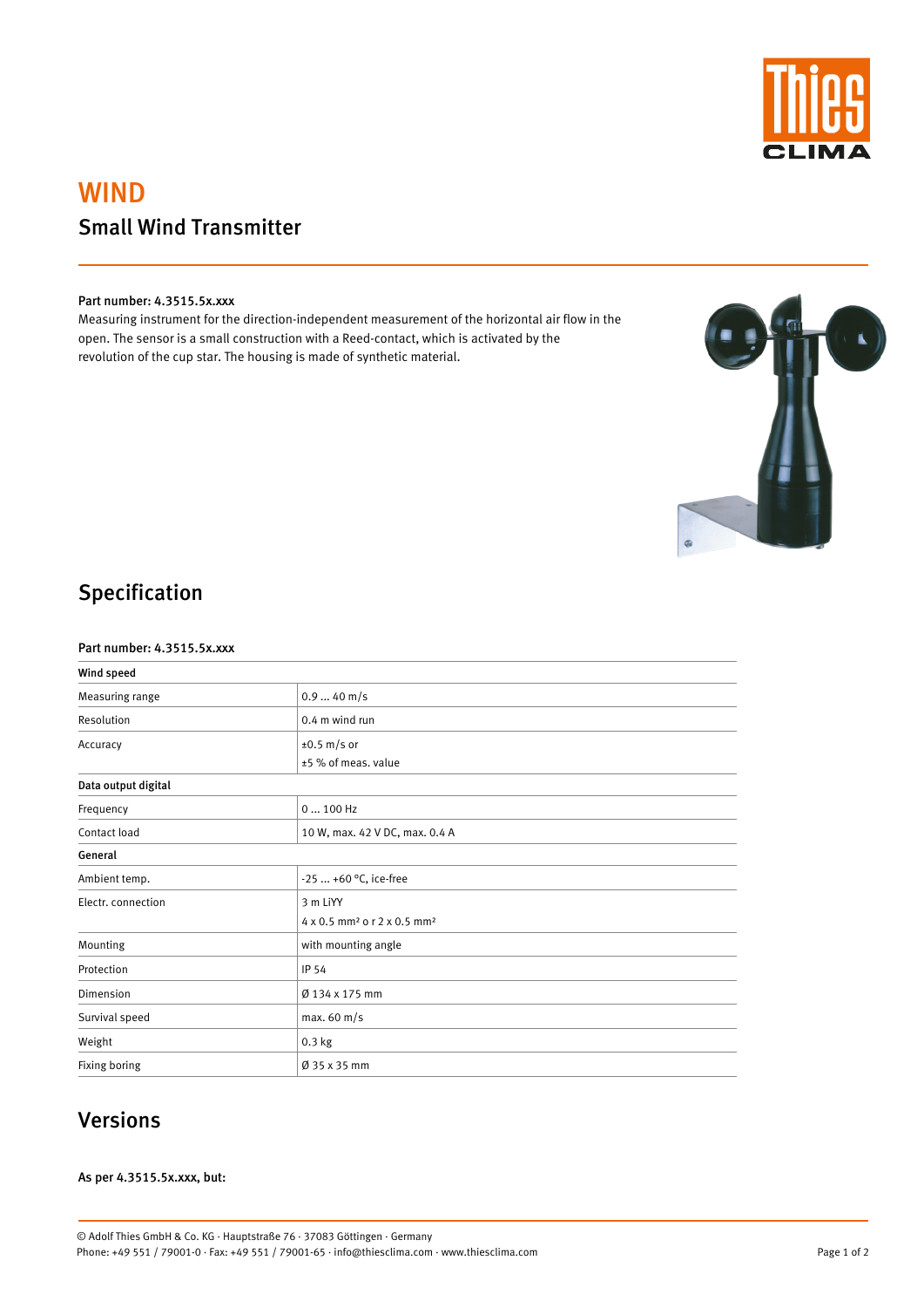# WIND

## Small Wind Transmitter

**Part number: 4.3515.5x.xxx**

Measuring instrument for the direction-independent measurement of the horizontal air flow in the open. The sensor is a small construction with a Reed-contact, which is activated by the revolution of the cup star. The housing is made of synthetic material.

## Specification

**Part number: 4.3515.5x.xxx**

| **Wind speed** | |
|---|---|
| Measuring range | 0.9 ... 40 m/s |
| Resolution | 0.4 m wind run |
| Accuracy | ±0.5 m/s or<br>±5 % of meas. value |
| **Data output digital** | |
| Frequency | 0 ... 100 Hz |
| Contact load | 10 W, max. 42 V DC, max. 0.4 A |
| **General** | |
| Ambient temp. | -25 ... +60 °C, ice-free |
| Electr. connection | 3 m LiYY<br>4 x 0.5 mm² o r 2 x 0.5 mm² |
| Mounting | with mounting angle |
| Protection | IP 54 |
| Dimension | Ø 134 x 175 mm |
| Survival speed | max. 60 m/s |
| Weight | 0.3 kg |
| Fixing boring | Ø 35 x 35 mm |

## Versions

**As per 4.3515.5x.xxx, but:**

© Adolf Thies GmbH & Co. KG · Hauptstraße 76 · 37083 Göttingen · Germany
Phone: +49 551 / 79001-0 · Fax: +49 551 / 79001-65 · info@thiesclima.com · www.thiesclima.com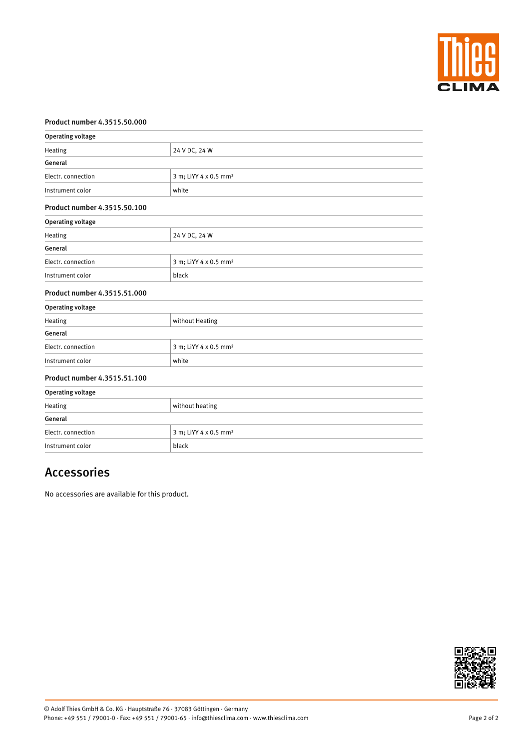Product number 4.3515.50.000

| Operating voltage | |
|---|---|
| Heating | 24 V DC, 24 W |
| **General** | |
| Electr. connection | 3 m; LiYY 4 x 0.5 mm² |
| Instrument color | white |

Product number 4.3515.50.100

| Operating voltage | |
|---|---|
| Heating | 24 V DC, 24 W |
| **General** | |
| Electr. connection | 3 m; LiYY 4 x 0.5 mm² |
| Instrument color | black |

Product number 4.3515.51.000

| Operating voltage | |
|---|---|
| Heating | without Heating |
| **General** | |
| Electr. connection | 3 m; LiYY 4 x 0.5 mm² |
| Instrument color | white |

Product number 4.3515.51.100

| Operating voltage | |
|---|---|
| Heating | without heating |
| **General** | |
| Electr. connection | 3 m; LiYY 4 x 0.5 mm² |
| Instrument color | black |

## Accessories

No accessories are available for this product.

© Adolf Thies GmbH & Co. KG · Hauptstraße 76 · 37083 Göttingen · Germany
Phone: +49 551 / 79001-0 · Fax: +49 551 / 79001-65 · info@thiesclima.com · www.thiesclima.com